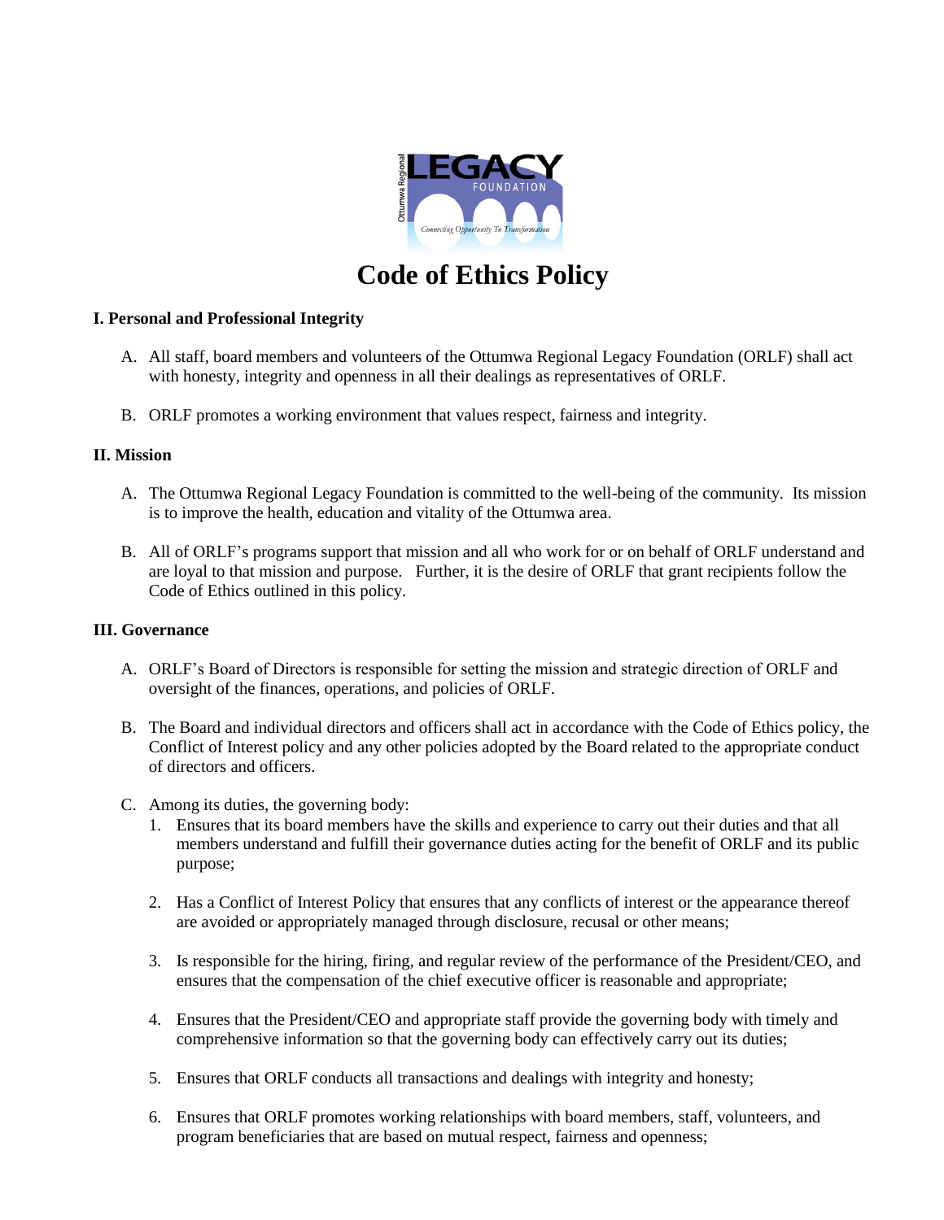# Code of Ethics Policy

**I. Personal and Professional Integrity**

A. All staff, board members and volunteers of the Ottumwa Regional Legacy Foundation (ORLF) shall act with honesty, integrity and openness in all their dealings as representatives of ORLF.

B. ORLF promotes a working environment that values respect, fairness and integrity.

**II. Mission**

A. The Ottumwa Regional Legacy Foundation is committed to the well-being of the community. Its mission is to improve the health, education and vitality of the Ottumwa area.

B. All of ORLF's programs support that mission and all who work for or on behalf of ORLF understand and are loyal to that mission and purpose. Further, it is the desire of ORLF that grant recipients follow the Code of Ethics outlined in this policy.

**III. Governance**

A. ORLF's Board of Directors is responsible for setting the mission and strategic direction of ORLF and oversight of the finances, operations, and policies of ORLF.

B. The Board and individual directors and officers shall act in accordance with the Code of Ethics policy, the Conflict of Interest policy and any other policies adopted by the Board related to the appropriate conduct of directors and officers.

C. Among its duties, the governing body:
   1. Ensures that its board members have the skills and experience to carry out their duties and that all members understand and fulfill their governance duties acting for the benefit of ORLF and its public purpose;

   2. Has a Conflict of Interest Policy that ensures that any conflicts of interest or the appearance thereof are avoided or appropriately managed through disclosure, recusal or other means;

   3. Is responsible for the hiring, firing, and regular review of the performance of the President/CEO, and ensures that the compensation of the chief executive officer is reasonable and appropriate;

   4. Ensures that the President/CEO and appropriate staff provide the governing body with timely and comprehensive information so that the governing body can effectively carry out its duties;

   5. Ensures that ORLF conducts all transactions and dealings with integrity and honesty;

   6. Ensures that ORLF promotes working relationships with board members, staff, volunteers, and program beneficiaries that are based on mutual respect, fairness and openness;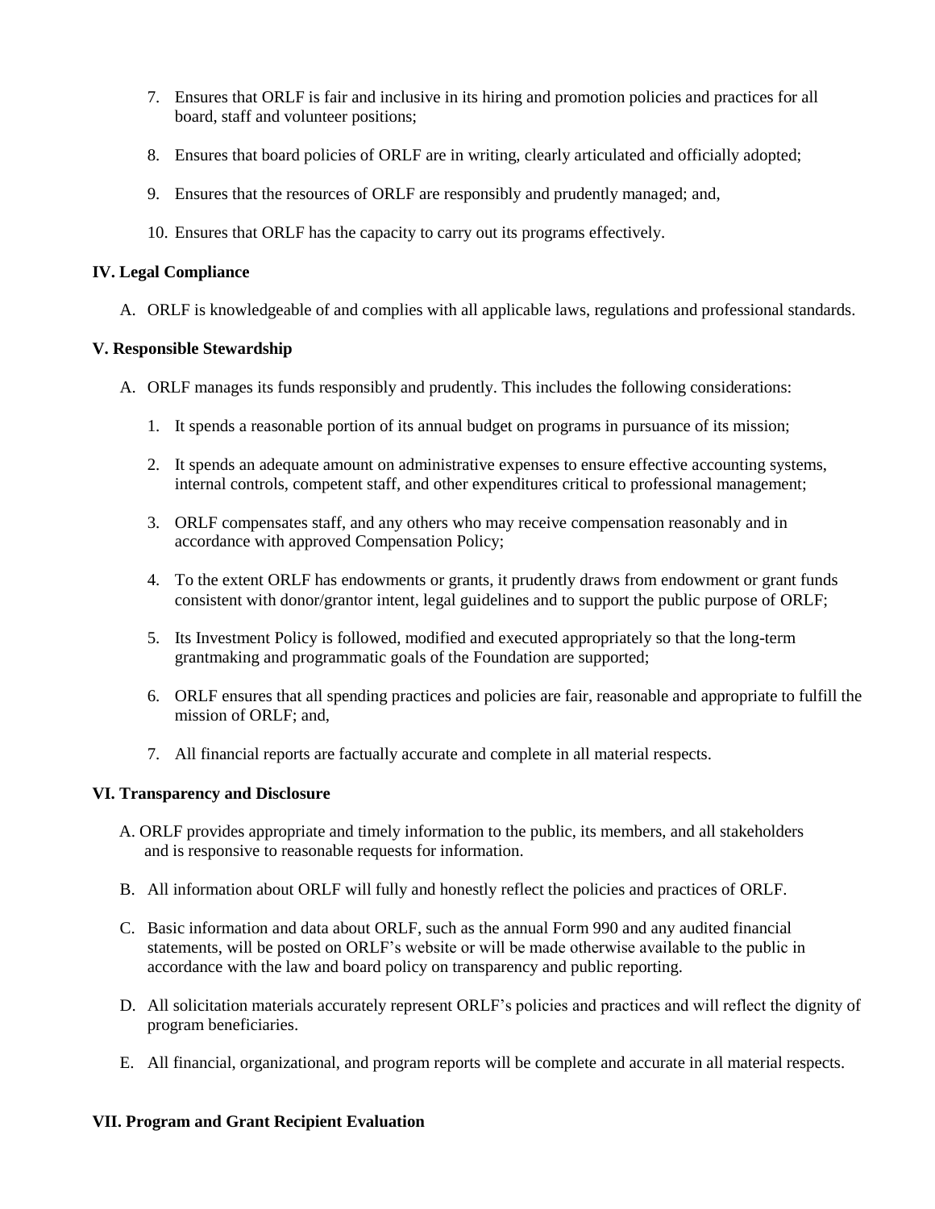7. Ensures that ORLF is fair and inclusive in its hiring and promotion policies and practices for all board, staff and volunteer positions;

8. Ensures that board policies of ORLF are in writing, clearly articulated and officially adopted;

9. Ensures that the resources of ORLF are responsibly and prudently managed; and,

10. Ensures that ORLF has the capacity to carry out its programs effectively.

**IV. Legal Compliance**

A. ORLF is knowledgeable of and complies with all applicable laws, regulations and professional standards.

**V. Responsible Stewardship**

A. ORLF manages its funds responsibly and prudently. This includes the following considerations:

1. It spends a reasonable portion of its annual budget on programs in pursuance of its mission;

2. It spends an adequate amount on administrative expenses to ensure effective accounting systems, internal controls, competent staff, and other expenditures critical to professional management;

3. ORLF compensates staff, and any others who may receive compensation reasonably and in accordance with approved Compensation Policy;

4. To the extent ORLF has endowments or grants, it prudently draws from endowment or grant funds consistent with donor/grantor intent, legal guidelines and to support the public purpose of ORLF;

5. Its Investment Policy is followed, modified and executed appropriately so that the long-term grantmaking and programmatic goals of the Foundation are supported;

6. ORLF ensures that all spending practices and policies are fair, reasonable and appropriate to fulfill the mission of ORLF; and,

7. All financial reports are factually accurate and complete in all material respects.

**VI. Transparency and Disclosure**

A. ORLF provides appropriate and timely information to the public, its members, and all stakeholders and is responsive to reasonable requests for information.

B. All information about ORLF will fully and honestly reflect the policies and practices of ORLF.

C. Basic information and data about ORLF, such as the annual Form 990 and any audited financial statements, will be posted on ORLF's website or will be made otherwise available to the public in accordance with the law and board policy on transparency and public reporting.

D. All solicitation materials accurately represent ORLF's policies and practices and will reflect the dignity of program beneficiaries.

E. All financial, organizational, and program reports will be complete and accurate in all material respects.

**VII. Program and Grant Recipient Evaluation**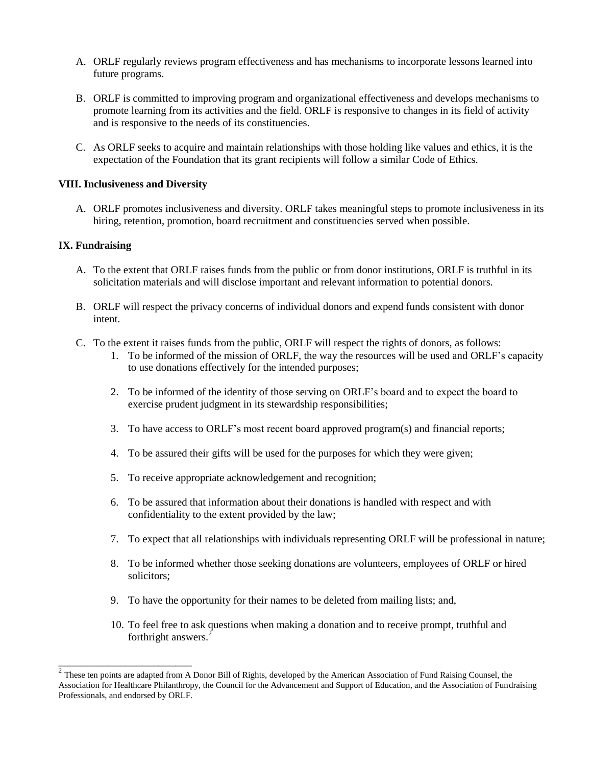A. ORLF regularly reviews program effectiveness and has mechanisms to incorporate lessons learned into future programs.

B. ORLF is committed to improving program and organizational effectiveness and develops mechanisms to promote learning from its activities and the field. ORLF is responsive to changes in its field of activity and is responsive to the needs of its constituencies.

C. As ORLF seeks to acquire and maintain relationships with those holding like values and ethics, it is the expectation of the Foundation that its grant recipients will follow a similar Code of Ethics.

**VIII. Inclusiveness and Diversity**

A. ORLF promotes inclusiveness and diversity. ORLF takes meaningful steps to promote inclusiveness in its hiring, retention, promotion, board recruitment and constituencies served when possible.

**IX. Fundraising**

A. To the extent that ORLF raises funds from the public or from donor institutions, ORLF is truthful in its solicitation materials and will disclose important and relevant information to potential donors.

B. ORLF will respect the privacy concerns of individual donors and expend funds consistent with donor intent.

C. To the extent it raises funds from the public, ORLF will respect the rights of donors, as follows:

1. To be informed of the mission of ORLF, the way the resources will be used and ORLF's capacity to use donations effectively for the intended purposes;

2. To be informed of the identity of those serving on ORLF's board and to expect the board to exercise prudent judgment in its stewardship responsibilities;

3. To have access to ORLF's most recent board approved program(s) and financial reports;

4. To be assured their gifts will be used for the purposes for which they were given;

5. To receive appropriate acknowledgement and recognition;

6. To be assured that information about their donations is handled with respect and with confidentiality to the extent provided by the law;

7. To expect that all relationships with individuals representing ORLF will be professional in nature;

8. To be informed whether those seeking donations are volunteers, employees of ORLF or hired solicitors;

9. To have the opportunity for their names to be deleted from mailing lists; and,

10. To feel free to ask questions when making a donation and to receive prompt, truthful and forthright answers.[2]

---

[2] These ten points are adapted from A Donor Bill of Rights, developed by the American Association of Fund Raising Counsel, the Association for Healthcare Philanthropy, the Council for the Advancement and Support of Education, and the Association of Fundraising Professionals, and endorsed by ORLF.